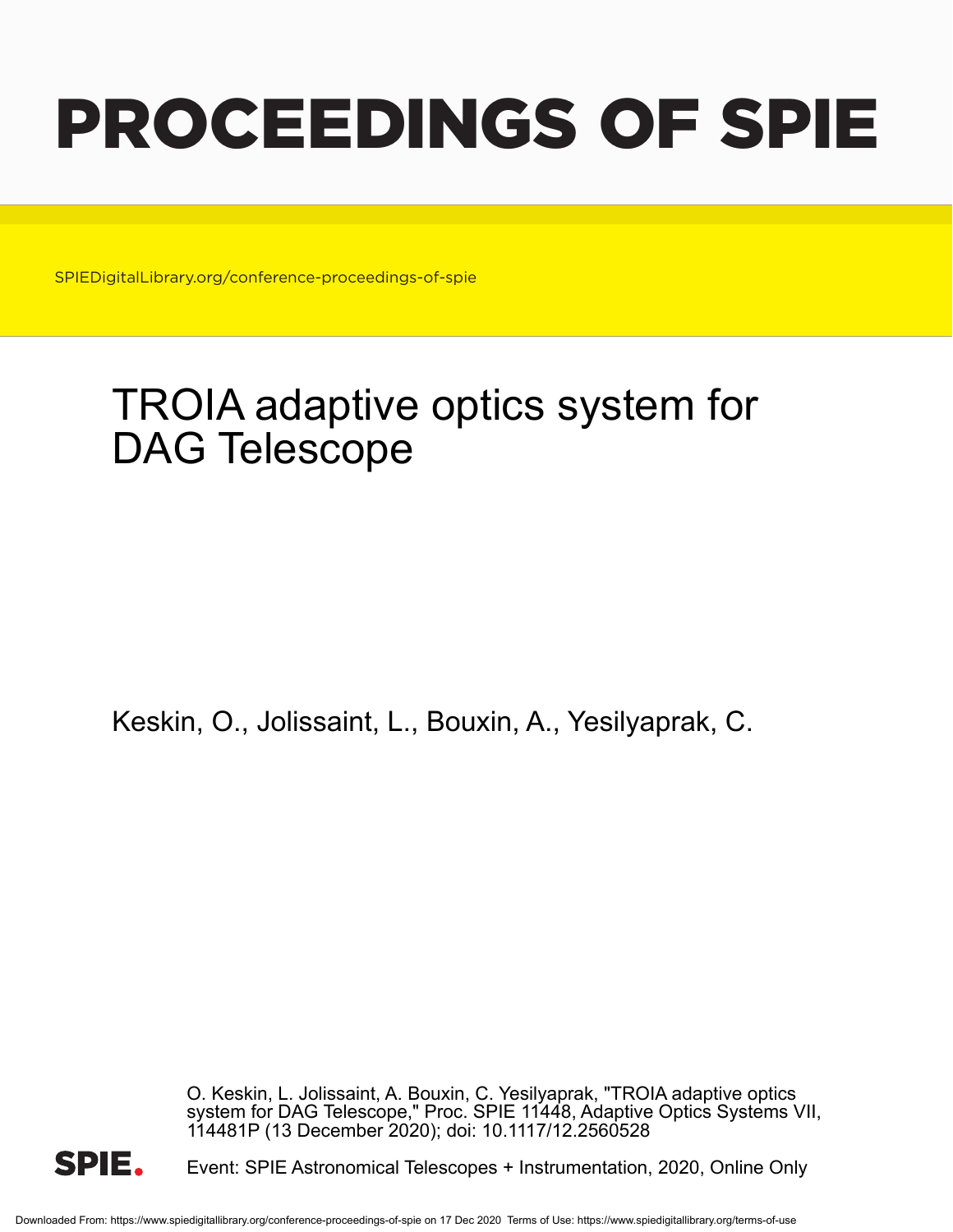# PROCEEDINGS OF SPIE

SPIEDigitalLibrary.org/conference-proceedings-of-spie

## TROIA adaptive optics system for DAG Telescope

Keskin, O., Jolissaint, L., Bouxin, A., Yesilyaprak, C.

O. Keskin, L. Jolissaint, A. Bouxin, C. Yesilyaprak, "TROIA adaptive optics system for DAG Telescope," Proc. SPIE 11448, Adaptive Optics Systems VII, 114481P (13 December 2020); doi: 10.1117/12.2560528

Event: SPIE Astronomical Telescopes + Instrumentation, 2020, Online Only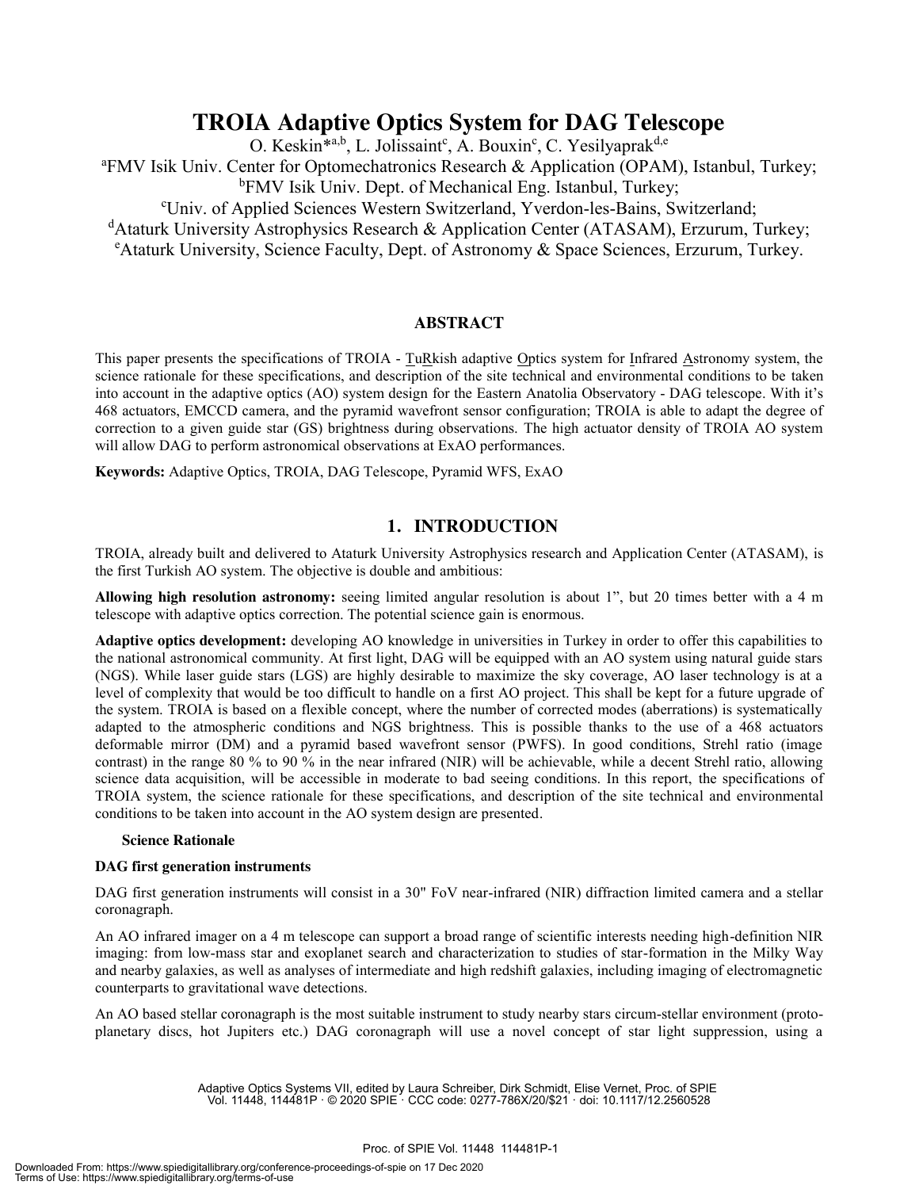# TROIA Adaptive Optics System for DAG Telescope

O. Keskin*[a,b], L. Jolissaint[c], A. Bouxin[c], C. Yesilyaprak[d,e]

[a]FMV Isik Univ. Center for Optomechatronics Research & Application (OPAM), Istanbul, Turkey;
[b]FMV Isik Univ. Dept. of Mechanical Eng. Istanbul, Turkey;
[c]Univ. of Applied Sciences Western Switzerland, Yverdon-les-Bains, Switzerland;
[d]Ataturk University Astrophysics Research & Application Center (ATASAM), Erzurum, Turkey;
[e]Ataturk University, Science Faculty, Dept. of Astronomy & Space Sciences, Erzurum, Turkey.

## ABSTRACT

This paper presents the specifications of TROIA - TuRkish adaptive Optics system for Infrared Astronomy system, the science rationale for these specifications, and description of the site technical and environmental conditions to be taken into account in the adaptive optics (AO) system design for the Eastern Anatolia Observatory - DAG telescope. With it's 468 actuators, EMCCD camera, and the pyramid wavefront sensor configuration; TROIA is able to adapt the degree of correction to a given guide star (GS) brightness during observations. The high actuator density of TROIA AO system will allow DAG to perform astronomical observations at ExAO performances.

**Keywords:** Adaptive Optics, TROIA, DAG Telescope, Pyramid WFS, ExAO

## 1. INTRODUCTION

TROIA, already built and delivered to Ataturk University Astrophysics research and Application Center (ATASAM), is the first Turkish AO system. The objective is double and ambitious:

**Allowing high resolution astronomy:** seeing limited angular resolution is about 1", but 20 times better with a 4 m telescope with adaptive optics correction. The potential science gain is enormous.

**Adaptive optics development:** developing AO knowledge in universities in Turkey in order to offer this capabilities to the national astronomical community. At first light, DAG will be equipped with an AO system using natural guide stars (NGS). While laser guide stars (LGS) are highly desirable to maximize the sky coverage, AO laser technology is at a level of complexity that would be too difficult to handle on a first AO project. This shall be kept for a future upgrade of the system. TROIA is based on a flexible concept, where the number of corrected modes (aberrations) is systematically adapted to the atmospheric conditions and NGS brightness. This is possible thanks to the use of a 468 actuators deformable mirror (DM) and a pyramid based wavefront sensor (PWFS). In good conditions, Strehl ratio (image contrast) in the range 80 % to 90 % in the near infrared (NIR) will be achievable, while a decent Strehl ratio, allowing science data acquisition, will be accessible in moderate to bad seeing conditions. In this report, the specifications of TROIA system, the science rationale for these specifications, and description of the site technical and environmental conditions to be taken into account in the AO system design are presented.

### Science Rationale

#### DAG first generation instruments

DAG first generation instruments will consist in a 30" FoV near-infrared (NIR) diffraction limited camera and a stellar coronagraph.

An AO infrared imager on a 4 m telescope can support a broad range of scientific interests needing high-definition NIR imaging: from low-mass star and exoplanet search and characterization to studies of star-formation in the Milky Way and nearby galaxies, as well as analyses of intermediate and high redshift galaxies, including imaging of electromagnetic counterparts to gravitational wave detections.

An AO based stellar coronagraph is the most suitable instrument to study nearby stars circum-stellar environment (proto-planetary discs, hot Jupiters etc.) DAG coronagraph will use a novel concept of star light suppression, using a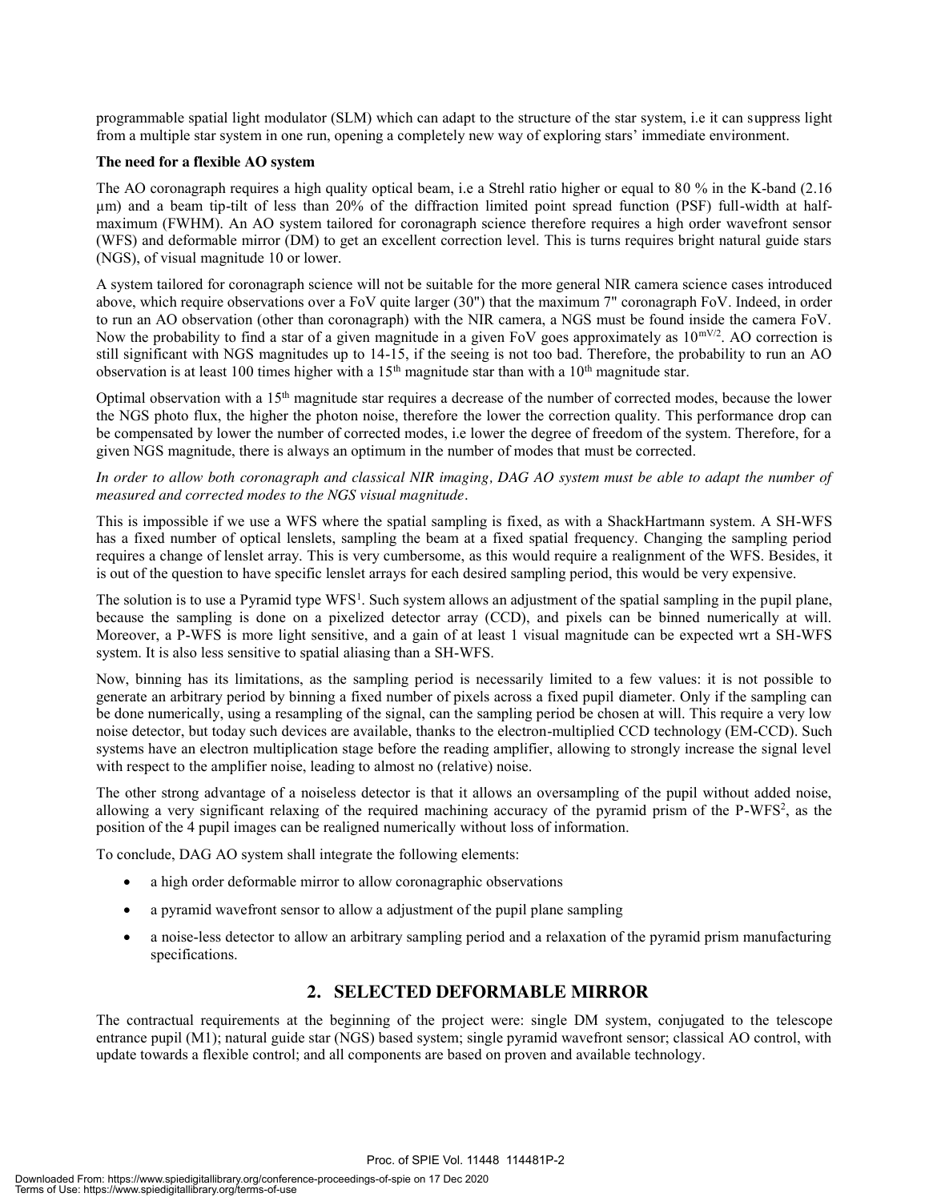programmable spatial light modulator (SLM) which can adapt to the structure of the star system, i.e it can suppress light from a multiple star system in one run, opening a completely new way of exploring stars' immediate environment.

**The need for a flexible AO system**

The AO coronagraph requires a high quality optical beam, i.e a Strehl ratio higher or equal to 80 % in the K-band (2.16 µm) and a beam tip-tilt of less than 20% of the diffraction limited point spread function (PSF) full-width at half-maximum (FWHM). An AO system tailored for coronagraph science therefore requires a high order wavefront sensor (WFS) and deformable mirror (DM) to get an excellent correction level. This is turns requires bright natural guide stars (NGS), of visual magnitude 10 or lower.

A system tailored for coronagraph science will not be suitable for the more general NIR camera science cases introduced above, which require observations over a FoV quite larger (30") that the maximum 7" coronagraph FoV. Indeed, in order to run an AO observation (other than coronagraph) with the NIR camera, a NGS must be found inside the camera FoV. Now the probability to find a star of a given magnitude in a given FoV goes approximately as $10^{mV/2}$. AO correction is still significant with NGS magnitudes up to 14-15, if the seeing is not too bad. Therefore, the probability to run an AO observation is at least 100 times higher with a 15[th] magnitude star than with a 10[th] magnitude star.

Optimal observation with a 15[th] magnitude star requires a decrease of the number of corrected modes, because the lower the NGS photo flux, the higher the photon noise, therefore the lower the correction quality. This performance drop can be compensated by lower the number of corrected modes, i.e lower the degree of freedom of the system. Therefore, for a given NGS magnitude, there is always an optimum in the number of modes that must be corrected.

*In order to allow both coronagraph and classical NIR imaging, DAG AO system must be able to adapt the number of measured and corrected modes to the NGS visual magnitude.*

This is impossible if we use a WFS where the spatial sampling is fixed, as with a ShackHartmann system. A SH-WFS has a fixed number of optical lenslets, sampling the beam at a fixed spatial frequency. Changing the sampling period requires a change of lenslet array. This is very cumbersome, as this would require a realignment of the WFS. Besides, it is out of the question to have specific lenslet arrays for each desired sampling period, this would be very expensive.

The solution is to use a Pyramid type WFS[1]. Such system allows an adjustment of the spatial sampling in the pupil plane, because the sampling is done on a pixelized detector array (CCD), and pixels can be binned numerically at will. Moreover, a P-WFS is more light sensitive, and a gain of at least 1 visual magnitude can be expected wrt a SH-WFS system. It is also less sensitive to spatial aliasing than a SH-WFS.

Now, binning has its limitations, as the sampling period is necessarily limited to a few values: it is not possible to generate an arbitrary period by binning a fixed number of pixels across a fixed pupil diameter. Only if the sampling can be done numerically, using a resampling of the signal, can the sampling period be chosen at will. This require a very low noise detector, but today such devices are available, thanks to the electron-multiplied CCD technology (EM-CCD). Such systems have an electron multiplication stage before the reading amplifier, allowing to strongly increase the signal level with respect to the amplifier noise, leading to almost no (relative) noise.

The other strong advantage of a noiseless detector is that it allows an oversampling of the pupil without added noise, allowing a very significant relaxing of the required machining accuracy of the pyramid prism of the P-WFS[2], as the position of the 4 pupil images can be realigned numerically without loss of information.

To conclude, DAG AO system shall integrate the following elements:

- a high order deformable mirror to allow coronagraphic observations
- a pyramid wavefront sensor to allow a adjustment of the pupil plane sampling
- a noise-less detector to allow an arbitrary sampling period and a relaxation of the pyramid prism manufacturing specifications.

## 2. SELECTED DEFORMABLE MIRROR

The contractual requirements at the beginning of the project were: single DM system, conjugated to the telescope entrance pupil (M1); natural guide star (NGS) based system; single pyramid wavefront sensor; classical AO control, with update towards a flexible control; and all components are based on proven and available technology.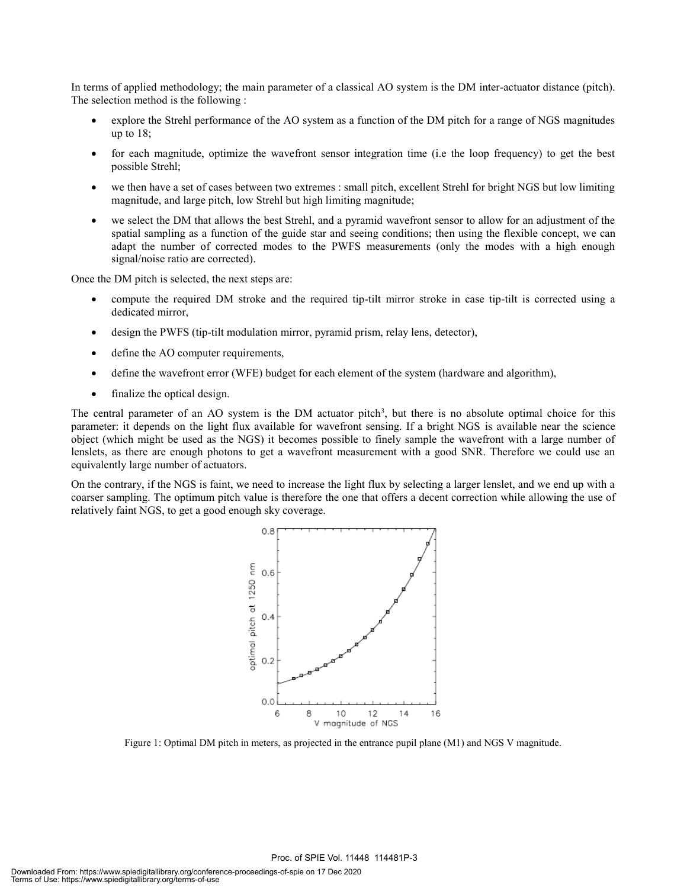In terms of applied methodology; the main parameter of a classical AO system is the DM inter-actuator distance (pitch). The selection method is the following :

- explore the Strehl performance of the AO system as a function of the DM pitch for a range of NGS magnitudes up to 18;
- for each magnitude, optimize the wavefront sensor integration time (i.e the loop frequency) to get the best possible Strehl;
- we then have a set of cases between two extremes : small pitch, excellent Strehl for bright NGS but low limiting magnitude, and large pitch, low Strehl but high limiting magnitude;
- we select the DM that allows the best Strehl, and a pyramid wavefront sensor to allow for an adjustment of the spatial sampling as a function of the guide star and seeing conditions; then using the flexible concept, we can adapt the number of corrected modes to the PWFS measurements (only the modes with a high enough signal/noise ratio are corrected).

Once the DM pitch is selected, the next steps are:

- compute the required DM stroke and the required tip-tilt mirror stroke in case tip-tilt is corrected using a dedicated mirror,
- design the PWFS (tip-tilt modulation mirror, pyramid prism, relay lens, detector),
- define the AO computer requirements,
- define the wavefront error (WFE) budget for each element of the system (hardware and algorithm),
- finalize the optical design.

The central parameter of an AO system is the DM actuator pitch[3], but there is no absolute optimal choice for this parameter: it depends on the light flux available for wavefront sensing. If a bright NGS is available near the science object (which might be used as the NGS) it becomes possible to finely sample the wavefront with a large number of lenslets, as there are enough photons to get a wavefront measurement with a good SNR. Therefore we could use an equivalently large number of actuators.

On the contrary, if the NGS is faint, we need to increase the light flux by selecting a larger lenslet, and we end up with a coarser sampling. The optimum pitch value is therefore the one that offers a decent correction while allowing the use of relatively faint NGS, to get a good enough sky coverage.

Figure 1: Optimal DM pitch in meters, as projected in the entrance pupil plane (M1) and NGS V magnitude.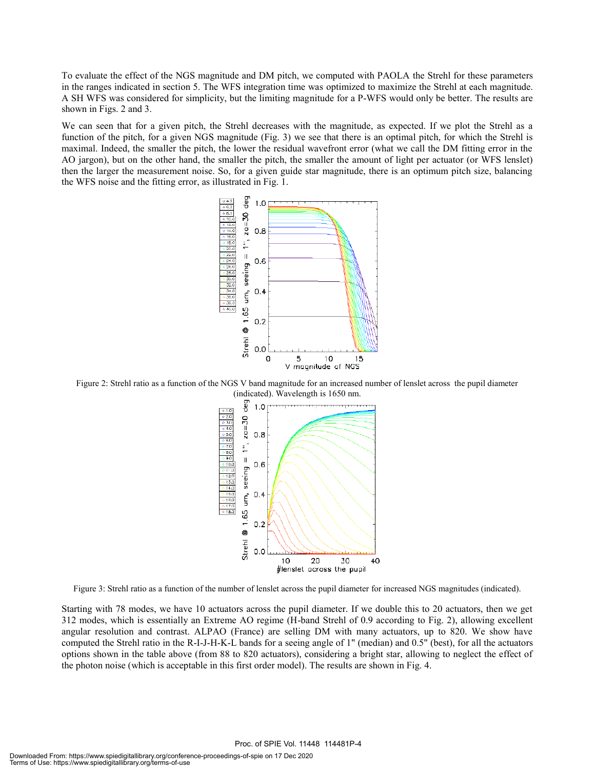To evaluate the effect of the NGS magnitude and DM pitch, we computed with PAOLA the Strehl for these parameters in the ranges indicated in section 5. The WFS integration time was optimized to maximize the Strehl at each magnitude. A SH WFS was considered for simplicity, but the limiting magnitude for a P-WFS would only be better. The results are shown in Figs. 2 and 3.

We can seen that for a given pitch, the Strehl decreases with the magnitude, as expected. If we plot the Strehl as a function of the pitch, for a given NGS magnitude (Fig. 3) we see that there is an optimal pitch, for which the Strehl is maximal. Indeed, the smaller the pitch, the lower the residual wavefront error (what we call the DM fitting error in the AO jargon), but on the other hand, the smaller the pitch, the smaller the amount of light per actuator (or WFS lenslet) then the larger the measurement noise. So, for a given guide star magnitude, there is an optimum pitch size, balancing the WFS noise and the fitting error, as illustrated in Fig. 1.

Figure 2: Strehl ratio as a function of the NGS V band magnitude for an increased number of lenslet across the pupil diameter (indicated). Wavelength is 1650 nm.

Figure 3: Strehl ratio as a function of the number of lenslet across the pupil diameter for increased NGS magnitudes (indicated).

Starting with 78 modes, we have 10 actuators across the pupil diameter. If we double this to 20 actuators, then we get 312 modes, which is essentially an Extreme AO regime (H-band Strehl of 0.9 according to Fig. 2), allowing excellent angular resolution and contrast. ALPAO (France) are selling DM with many actuators, up to 820. We show have computed the Strehl ratio in the R-I-J-H-K-L bands for a seeing angle of 1" (median) and 0.5" (best), for all the actuators options shown in the table above (from 88 to 820 actuators), considering a bright star, allowing to neglect the effect of the photon noise (which is acceptable in this first order model). The results are shown in Fig. 4.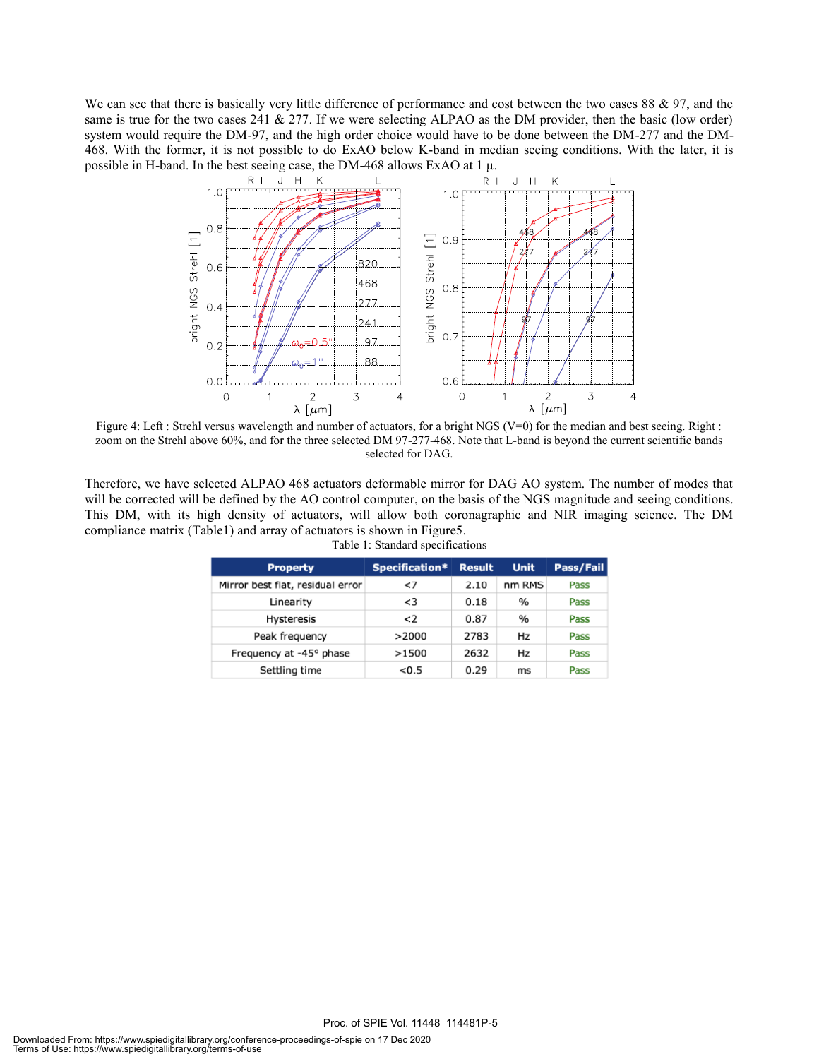We can see that there is basically very little difference of performance and cost between the two cases 88 & 97, and the same is true for the two cases 241 & 277. If we were selecting ALPAO as the DM provider, then the basic (low order) system would require the DM-97, and the high order choice would have to be done between the DM-277 and the DM-468. With the former, it is not possible to do ExAO below K-band in median seeing conditions. With the later, it is possible in H-band. In the best seeing case, the DM-468 allows ExAO at 1 μ.

Figure 4: Left : Strehl versus wavelength and number of actuators, for a bright NGS (V=0) for the median and best seeing. Right : zoom on the Strehl above 60%, and for the three selected DM 97-277-468. Note that L-band is beyond the current scientific bands selected for DAG.

Therefore, we have selected ALPAO 468 actuators deformable mirror for DAG AO system. The number of modes that will be corrected will be defined by the AO control computer, on the basis of the NGS magnitude and seeing conditions. This DM, with its high density of actuators, will allow both coronagraphic and NIR imaging science. The DM compliance matrix (Table1) and array of actuators is shown in Figure5.

Table 1: Standard specifications

| Property | Specification* | Result | Unit | Pass/Fail |
|---|---|---|---|---|
| Mirror best flat, residual error | <7 | 2.10 | nm RMS | Pass |
| Linearity | <3 | 0.18 | % | Pass |
| Hysteresis | <2 | 0.87 | % | Pass |
| Peak frequency | >2000 | 2783 | Hz | Pass |
| Frequency at -45° phase | >1500 | 2632 | Hz | Pass |
| Settling time | <0.5 | 0.29 | ms | Pass |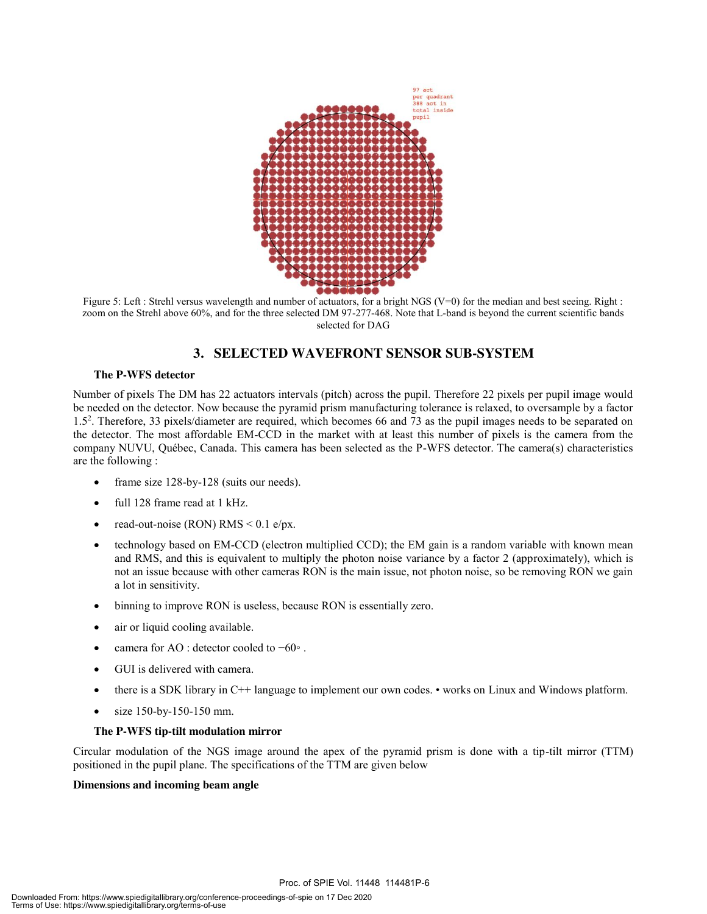97 act per quadrant 388 act in total inside pupil

Figure 5: Left : Strehl versus wavelength and number of actuators, for a bright NGS (V=0) for the median and best seeing. Right : zoom on the Strehl above 60%, and for the three selected DM 97-277-468. Note that L-band is beyond the current scientific bands selected for DAG

## 3. SELECTED WAVEFRONT SENSOR SUB-SYSTEM

### The P-WFS detector

Number of pixels The DM has 22 actuators intervals (pitch) across the pupil. Therefore 22 pixels per pupil image would be needed on the detector. Now because the pyramid prism manufacturing tolerance is relaxed, to oversample by a factor $1.5^2$. Therefore, 33 pixels/diameter are required, which becomes 66 and 73 as the pupil images needs to be separated on the detector. The most affordable EM-CCD in the market with at least this number of pixels is the camera from the company NUVU, Québec, Canada. This camera has been selected as the P-WFS detector. The camera(s) characteristics are the following :

- frame size 128-by-128 (suits our needs).
- full 128 frame read at 1 kHz.
- read-out-noise (RON) RMS < 0.1 e/px.
- technology based on EM-CCD (electron multiplied CCD); the EM gain is a random variable with known mean and RMS, and this is equivalent to multiply the photon noise variance by a factor 2 (approximately), which is not an issue because with other cameras RON is the main issue, not photon noise, so be removing RON we gain a lot in sensitivity.
- binning to improve RON is useless, because RON is essentially zero.
- air or liquid cooling available.
- camera for AO : detector cooled to −60◦ .
- GUI is delivered with camera.
- there is a SDK library in C++ language to implement our own codes. • works on Linux and Windows platform.
- size 150-by-150-150 mm.

### The P-WFS tip-tilt modulation mirror

Circular modulation of the NGS image around the apex of the pyramid prism is done with a tip-tilt mirror (TTM) positioned in the pupil plane. The specifications of the TTM are given below

**Dimensions and incoming beam angle**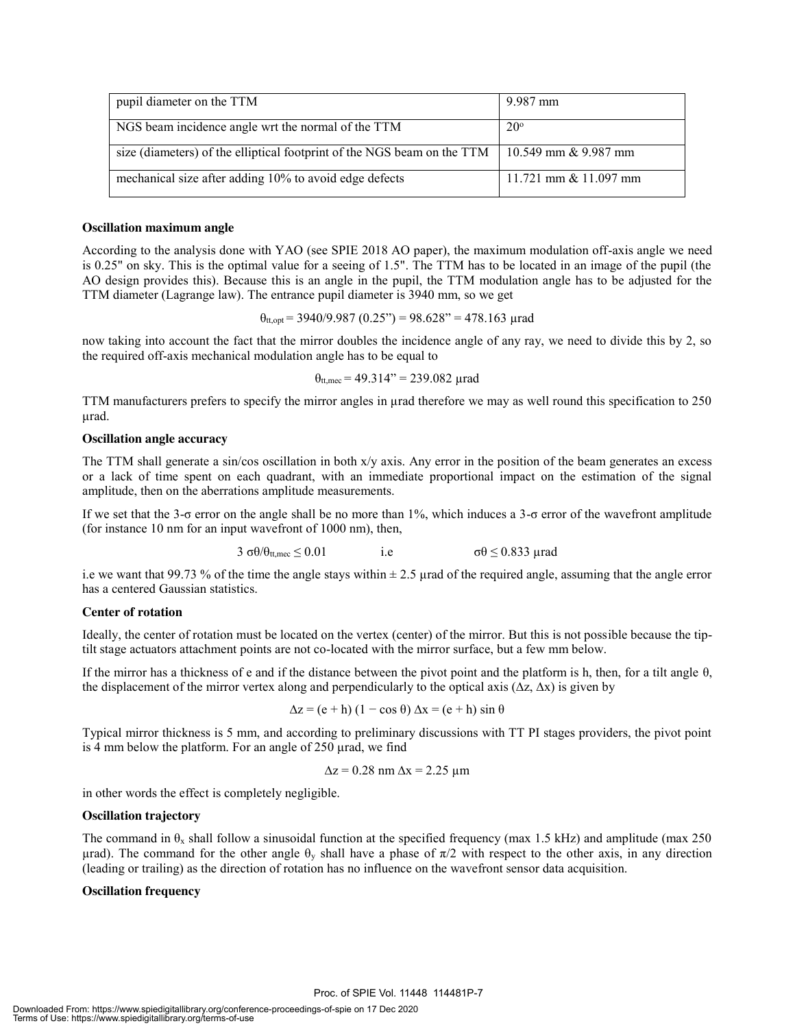| pupil diameter on the TTM | 9.987 mm |
| --- | --- |
| NGS beam incidence angle wrt the normal of the TTM | 20° |
| size (diameters) of the elliptical footprint of the NGS beam on the TTM | 10.549 mm & 9.987 mm |
| mechanical size after adding 10% to avoid edge defects | 11.721 mm & 11.097 mm |

**Oscillation maximum angle**

According to the analysis done with YAO (see SPIE 2018 AO paper), the maximum modulation off-axis angle we need is 0.25" on sky. This is the optimal value for a seeing of 1.5". The TTM has to be located in an image of the pupil (the AO design provides this). Because this is an angle in the pupil, the TTM modulation angle has to be adjusted for the TTM diameter (Lagrange law). The entrance pupil diameter is 3940 mm, so we get

$$\theta_{tt,opt} = 3940/9.987\ (0.25") = 98.628" = 478.163\ \mu\text{rad}$$

now taking into account the fact that the mirror doubles the incidence angle of any ray, we need to divide this by 2, so the required off-axis mechanical modulation angle has to be equal to

$$\theta_{tt,mec} = 49.314" = 239.082\ \mu\text{rad}$$

TTM manufacturers prefers to specify the mirror angles in µrad therefore we may as well round this specification to 250 µrad.

**Oscillation angle accuracy**

The TTM shall generate a sin/cos oscillation in both x/y axis. Any error in the position of the beam generates an excess or a lack of time spent on each quadrant, with an immediate proportional impact on the estimation of the signal amplitude, then on the aberrations amplitude measurements.

If we set that the 3-σ error on the angle shall be no more than 1%, which induces a 3-σ error of the wavefront amplitude (for instance 10 nm for an input wavefront of 1000 nm), then,

$$3\ \sigma\theta/\theta_{tt,mec} \leq 0.01 \qquad \text{i.e} \qquad \sigma\theta \leq 0.833\ \mu\text{rad}$$

i.e we want that 99.73 % of the time the angle stays within ± 2.5 µrad of the required angle, assuming that the angle error has a centered Gaussian statistics.

**Center of rotation**

Ideally, the center of rotation must be located on the vertex (center) of the mirror. But this is not possible because the tip-tilt stage actuators attachment points are not co-located with the mirror surface, but a few mm below.

If the mirror has a thickness of e and if the distance between the pivot point and the platform is h, then, for a tilt angle θ, the displacement of the mirror vertex along and perpendicularly to the optical axis (Δz, Δx) is given by

$$\Delta z = (e + h)\ (1 - \cos\theta)\ \Delta x = (e + h) \sin\theta$$

Typical mirror thickness is 5 mm, and according to preliminary discussions with TT PI stages providers, the pivot point is 4 mm below the platform. For an angle of 250 µrad, we find

$$\Delta z = 0.28\ \text{nm}\ \Delta x = 2.25\ \mu\text{m}$$

in other words the effect is completely negligible.

**Oscillation trajectory**

The command in $\theta_x$ shall follow a sinusoidal function at the specified frequency (max 1.5 kHz) and amplitude (max 250 µrad). The command for the other angle $\theta_y$ shall have a phase of $\pi/2$ with respect to the other axis, in any direction (leading or trailing) as the direction of rotation has no influence on the wavefront sensor data acquisition.

**Oscillation frequency**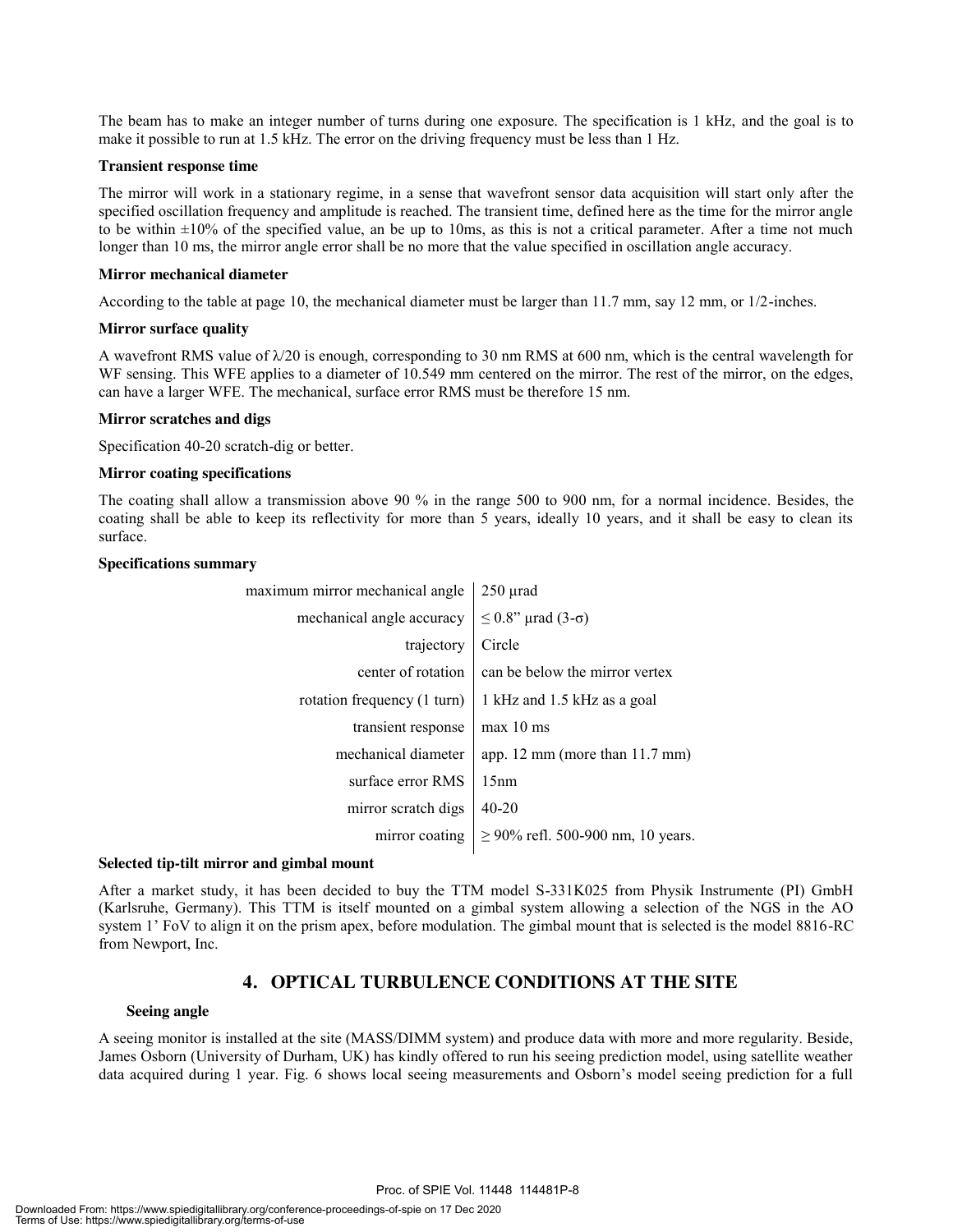The beam has to make an integer number of turns during one exposure. The specification is 1 kHz, and the goal is to make it possible to run at 1.5 kHz. The error on the driving frequency must be less than 1 Hz.

**Transient response time**

The mirror will work in a stationary regime, in a sense that wavefront sensor data acquisition will start only after the specified oscillation frequency and amplitude is reached. The transient time, defined here as the time for the mirror angle to be within ±10% of the specified value, an be up to 10ms, as this is not a critical parameter. After a time not much longer than 10 ms, the mirror angle error shall be no more that the value specified in oscillation angle accuracy.

**Mirror mechanical diameter**

According to the table at page 10, the mechanical diameter must be larger than 11.7 mm, say 12 mm, or 1/2-inches.

**Mirror surface quality**

A wavefront RMS value of λ/20 is enough, corresponding to 30 nm RMS at 600 nm, which is the central wavelength for WF sensing. This WFE applies to a diameter of 10.549 mm centered on the mirror. The rest of the mirror, on the edges, can have a larger WFE. The mechanical, surface error RMS must be therefore 15 nm.

**Mirror scratches and digs**

Specification 40-20 scratch-dig or better.

**Mirror coating specifications**

The coating shall allow a transmission above 90 % in the range 500 to 900 nm, for a normal incidence. Besides, the coating shall be able to keep its reflectivity for more than 5 years, ideally 10 years, and it shall be easy to clean its surface.

**Specifications summary**

| | |
|---|---|
| maximum mirror mechanical angle | 250 µrad |
| mechanical angle accuracy | ≤ 0.8" µrad (3-σ) |
| trajectory | Circle |
| center of rotation | can be below the mirror vertex |
| rotation frequency (1 turn) | 1 kHz and 1.5 kHz as a goal |
| transient response | max 10 ms |
| mechanical diameter | app. 12 mm (more than 11.7 mm) |
| surface error RMS | 15nm |
| mirror scratch digs | 40-20 |
| mirror coating | ≥ 90% refl. 500-900 nm, 10 years. |

**Selected tip-tilt mirror and gimbal mount**

After a market study, it has been decided to buy the TTM model S-331K025 from Physik Instrumente (PI) GmbH (Karlsruhe, Germany). This TTM is itself mounted on a gimbal system allowing a selection of the NGS in the AO system 1' FoV to align it on the prism apex, before modulation. The gimbal mount that is selected is the model 8816-RC from Newport, Inc.

## 4. OPTICAL TURBULENCE CONDITIONS AT THE SITE

**Seeing angle**

A seeing monitor is installed at the site (MASS/DIMM system) and produce data with more and more regularity. Beside, James Osborn (University of Durham, UK) has kindly offered to run his seeing prediction model, using satellite weather data acquired during 1 year. Fig. 6 shows local seeing measurements and Osborn's model seeing prediction for a full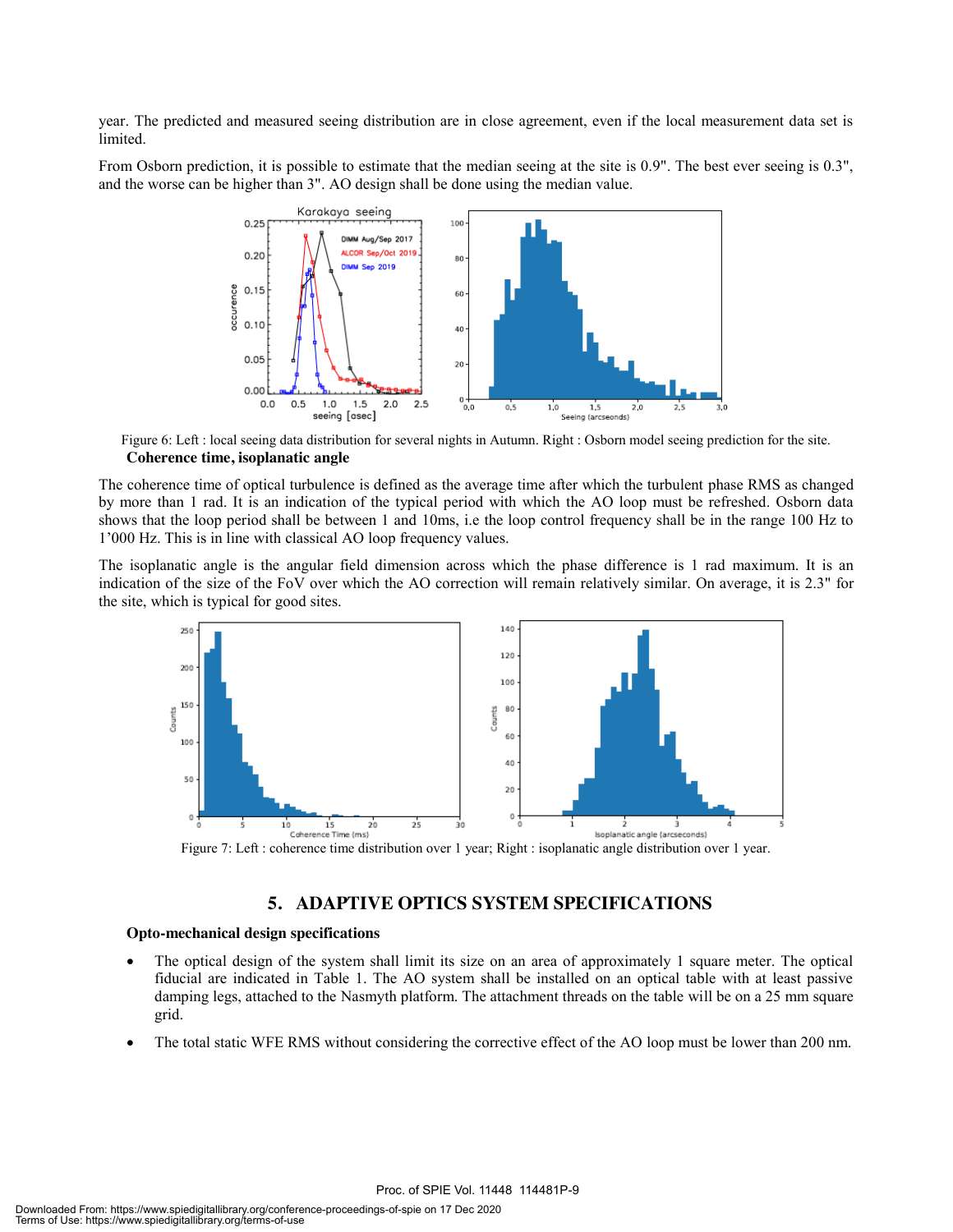year. The predicted and measured seeing distribution are in close agreement, even if the local measurement data set is limited.

From Osborn prediction, it is possible to estimate that the median seeing at the site is 0.9". The best ever seeing is 0.3", and the worse can be higher than 3". AO design shall be done using the median value.

Figure 6: Left : local seeing data distribution for several nights in Autumn. Right : Osborn model seeing prediction for the site.

**Coherence time, isoplanatic angle**

The coherence time of optical turbulence is defined as the average time after which the turbulent phase RMS as changed by more than 1 rad. It is an indication of the typical period with which the AO loop must be refreshed. Osborn data shows that the loop period shall be between 1 and 10ms, i.e the loop control frequency shall be in the range 100 Hz to 1'000 Hz. This is in line with classical AO loop frequency values.

The isoplanatic angle is the angular field dimension across which the phase difference is 1 rad maximum. It is an indication of the size of the FoV over which the AO correction will remain relatively similar. On average, it is 2.3" for the site, which is typical for good sites.

Figure 7: Left : coherence time distribution over 1 year; Right : isoplanatic angle distribution over 1 year.

## 5. ADAPTIVE OPTICS SYSTEM SPECIFICATIONS

**Opto-mechanical design specifications**

- The optical design of the system shall limit its size on an area of approximately 1 square meter. The optical fiducial are indicated in Table 1. The AO system shall be installed on an optical table with at least passive damping legs, attached to the Nasmyth platform. The attachment threads on the table will be on a 25 mm square grid.
- The total static WFE RMS without considering the corrective effect of the AO loop must be lower than 200 nm.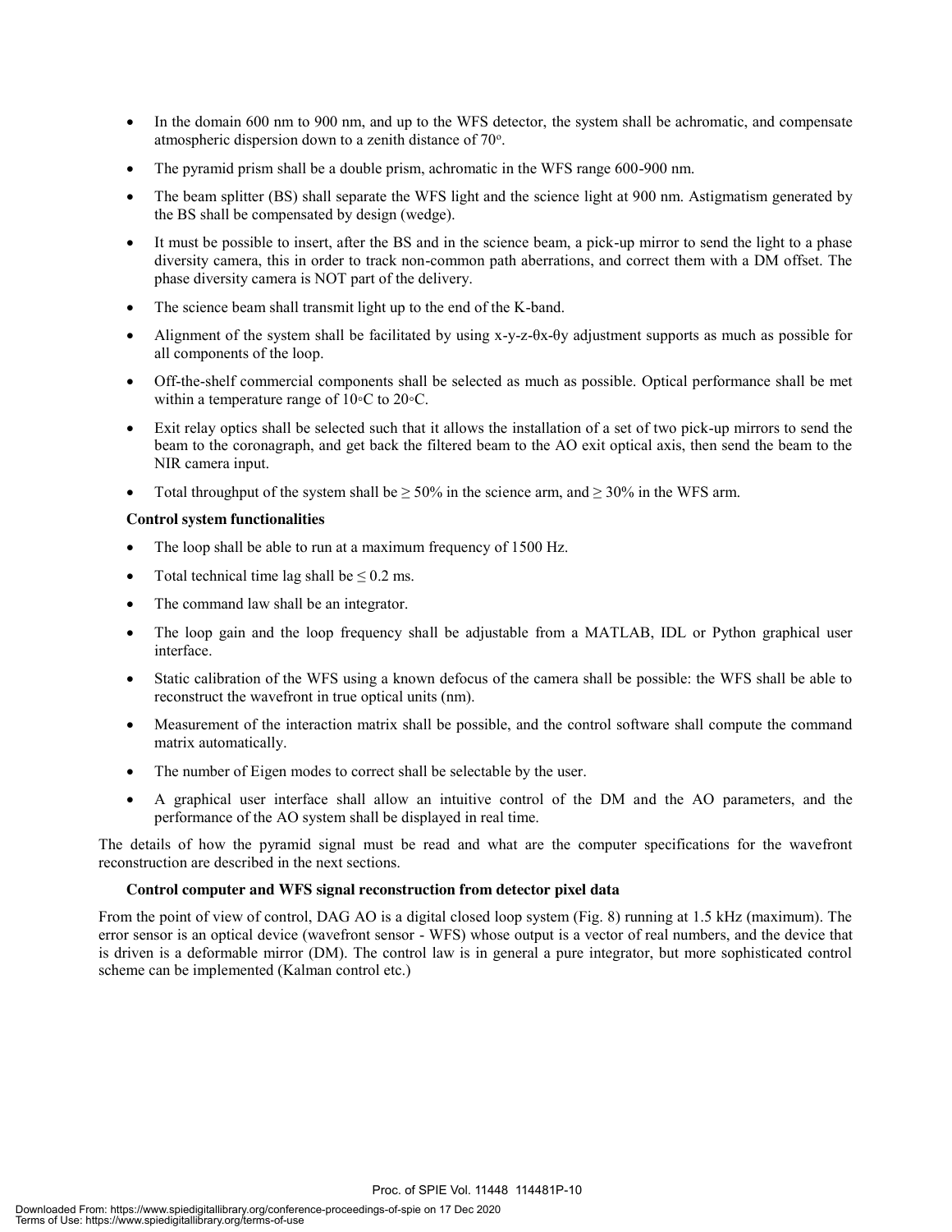- In the domain 600 nm to 900 nm, and up to the WFS detector, the system shall be achromatic, and compensate atmospheric dispersion down to a zenith distance of 70°.
- The pyramid prism shall be a double prism, achromatic in the WFS range 600-900 nm.
- The beam splitter (BS) shall separate the WFS light and the science light at 900 nm. Astigmatism generated by the BS shall be compensated by design (wedge).
- It must be possible to insert, after the BS and in the science beam, a pick-up mirror to send the light to a phase diversity camera, this in order to track non-common path aberrations, and correct them with a DM offset. The phase diversity camera is NOT part of the delivery.
- The science beam shall transmit light up to the end of the K-band.
- Alignment of the system shall be facilitated by using x-y-z-θx-θy adjustment supports as much as possible for all components of the loop.
- Off-the-shelf commercial components shall be selected as much as possible. Optical performance shall be met within a temperature range of 10◦C to 20◦C.
- Exit relay optics shall be selected such that it allows the installation of a set of two pick-up mirrors to send the beam to the coronagraph, and get back the filtered beam to the AO exit optical axis, then send the beam to the NIR camera input.
- Total throughput of the system shall be ≥ 50% in the science arm, and ≥ 30% in the WFS arm.

**Control system functionalities**

- The loop shall be able to run at a maximum frequency of 1500 Hz.
- Total technical time lag shall be ≤ 0.2 ms.
- The command law shall be an integrator.
- The loop gain and the loop frequency shall be adjustable from a MATLAB, IDL or Python graphical user interface.
- Static calibration of the WFS using a known defocus of the camera shall be possible: the WFS shall be able to reconstruct the wavefront in true optical units (nm).
- Measurement of the interaction matrix shall be possible, and the control software shall compute the command matrix automatically.
- The number of Eigen modes to correct shall be selectable by the user.
- A graphical user interface shall allow an intuitive control of the DM and the AO parameters, and the performance of the AO system shall be displayed in real time.

The details of how the pyramid signal must be read and what are the computer specifications for the wavefront reconstruction are described in the next sections.

**Control computer and WFS signal reconstruction from detector pixel data**

From the point of view of control, DAG AO is a digital closed loop system (Fig. 8) running at 1.5 kHz (maximum). The error sensor is an optical device (wavefront sensor - WFS) whose output is a vector of real numbers, and the device that is driven is a deformable mirror (DM). The control law is in general a pure integrator, but more sophisticated control scheme can be implemented (Kalman control etc.)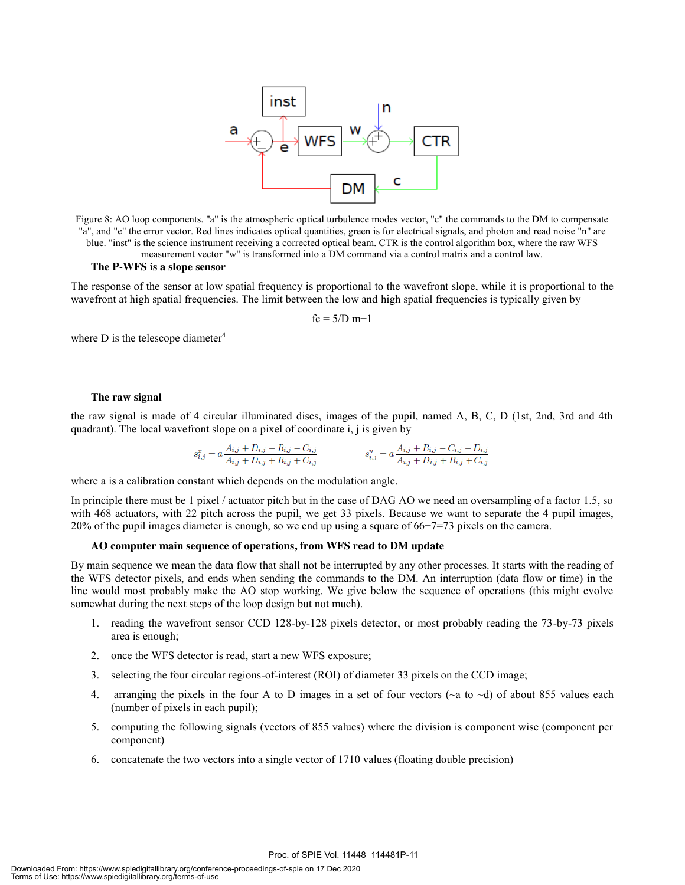Figure 8: AO loop components. "a" is the atmospheric optical turbulence modes vector, "c" the commands to the DM to compensate "a", and "e" the error vector. Red lines indicates optical quantities, green is for electrical signals, and photon and read noise "n" are blue. "inst" is the science instrument receiving a corrected optical beam. CTR is the control algorithm box, where the raw WFS measurement vector "w" is transformed into a DM command via a control matrix and a control law.

### The P-WFS is a slope sensor

The response of the sensor at low spatial frequency is proportional to the wavefront slope, while it is proportional to the wavefront at high spatial frequencies. The limit between the low and high spatial frequencies is typically given by

$$fc = 5/D \text{ m}^{-1}$$

where D is the telescope diameter[4]

### The raw signal

the raw signal is made of 4 circular illuminated discs, images of the pupil, named A, B, C, D (1st, 2nd, 3rd and 4th quadrant). The local wavefront slope on a pixel of coordinate i, j is given by

$$s^x_{i,j} = a\frac{A_{i,j} + D_{i,j} - B_{i,j} - C_{i,j}}{A_{i,j} + D_{i,j} + B_{i,j} + C_{i,j}} \qquad s^y_{i,j} = a\frac{A_{i,j} + B_{i,j} - C_{i,j} - D_{i,j}}{A_{i,j} + D_{i,j} + B_{i,j} + C_{i,j}}$$

where a is a calibration constant which depends on the modulation angle.

In principle there must be 1 pixel / actuator pitch but in the case of DAG AO we need an oversampling of a factor 1.5, so with 468 actuators, with 22 pitch across the pupil, we get 33 pixels. Because we want to separate the 4 pupil images, 20% of the pupil images diameter is enough, so we end up using a square of 66+7=73 pixels on the camera.

### AO computer main sequence of operations, from WFS read to DM update

By main sequence we mean the data flow that shall not be interrupted by any other processes. It starts with the reading of the WFS detector pixels, and ends when sending the commands to the DM. An interruption (data flow or time) in the line would most probably make the AO stop working. We give below the sequence of operations (this might evolve somewhat during the next steps of the loop design but not much).

1. reading the wavefront sensor CCD 128-by-128 pixels detector, or most probably reading the 73-by-73 pixels area is enough;
2. once the WFS detector is read, start a new WFS exposure;
3. selecting the four circular regions-of-interest (ROI) of diameter 33 pixels on the CCD image;
4. arranging the pixels in the four A to D images in a set of four vectors (~a to ~d) of about 855 values each (number of pixels in each pupil);
5. computing the following signals (vectors of 855 values) where the division is component wise (component per component)
6. concatenate the two vectors into a single vector of 1710 values (floating double precision)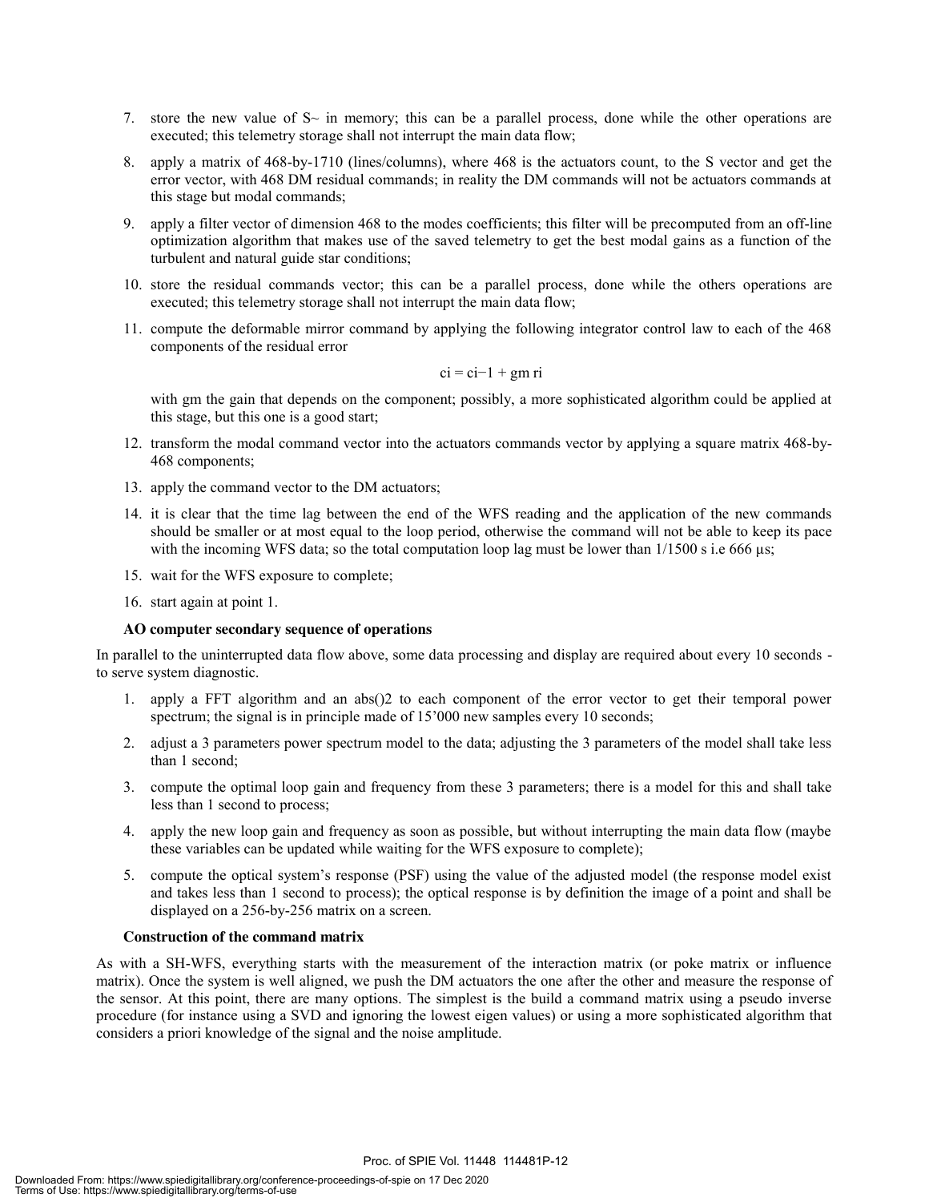7. store the new value of S~ in memory; this can be a parallel process, done while the other operations are executed; this telemetry storage shall not interrupt the main data flow;
8. apply a matrix of 468-by-1710 (lines/columns), where 468 is the actuators count, to the S vector and get the error vector, with 468 DM residual commands; in reality the DM commands will not be actuators commands at this stage but modal commands;
9. apply a filter vector of dimension 468 to the modes coefficients; this filter will be precomputed from an off-line optimization algorithm that makes use of the saved telemetry to get the best modal gains as a function of the turbulent and natural guide star conditions;
10. store the residual commands vector; this can be a parallel process, done while the others operations are executed; this telemetry storage shall not interrupt the main data flow;
11. compute the deformable mirror command by applying the following integrator control law to each of the 468 components of the residual error

$$c_i = c_{i-1} + g_m r_i$$

with gm the gain that depends on the component; possibly, a more sophisticated algorithm could be applied at this stage, but this one is a good start;

12. transform the modal command vector into the actuators commands vector by applying a square matrix 468-by-468 components;
13. apply the command vector to the DM actuators;
14. it is clear that the time lag between the end of the WFS reading and the application of the new commands should be smaller or at most equal to the loop period, otherwise the command will not be able to keep its pace with the incoming WFS data; so the total computation loop lag must be lower than 1/1500 s i.e 666 μs;
15. wait for the WFS exposure to complete;
16. start again at point 1.

**AO computer secondary sequence of operations**

In parallel to the uninterrupted data flow above, some data processing and display are required about every 10 seconds - to serve system diagnostic.

1. apply a FFT algorithm and an abs()2 to each component of the error vector to get their temporal power spectrum; the signal is in principle made of 15'000 new samples every 10 seconds;
2. adjust a 3 parameters power spectrum model to the data; adjusting the 3 parameters of the model shall take less than 1 second;
3. compute the optimal loop gain and frequency from these 3 parameters; there is a model for this and shall take less than 1 second to process;
4. apply the new loop gain and frequency as soon as possible, but without interrupting the main data flow (maybe these variables can be updated while waiting for the WFS exposure to complete);
5. compute the optical system's response (PSF) using the value of the adjusted model (the response model exist and takes less than 1 second to process); the optical response is by definition the image of a point and shall be displayed on a 256-by-256 matrix on a screen.

**Construction of the command matrix**

As with a SH-WFS, everything starts with the measurement of the interaction matrix (or poke matrix or influence matrix). Once the system is well aligned, we push the DM actuators the one after the other and measure the response of the sensor. At this point, there are many options. The simplest is the build a command matrix using a pseudo inverse procedure (for instance using a SVD and ignoring the lowest eigen values) or using a more sophisticated algorithm that considers a priori knowledge of the signal and the noise amplitude.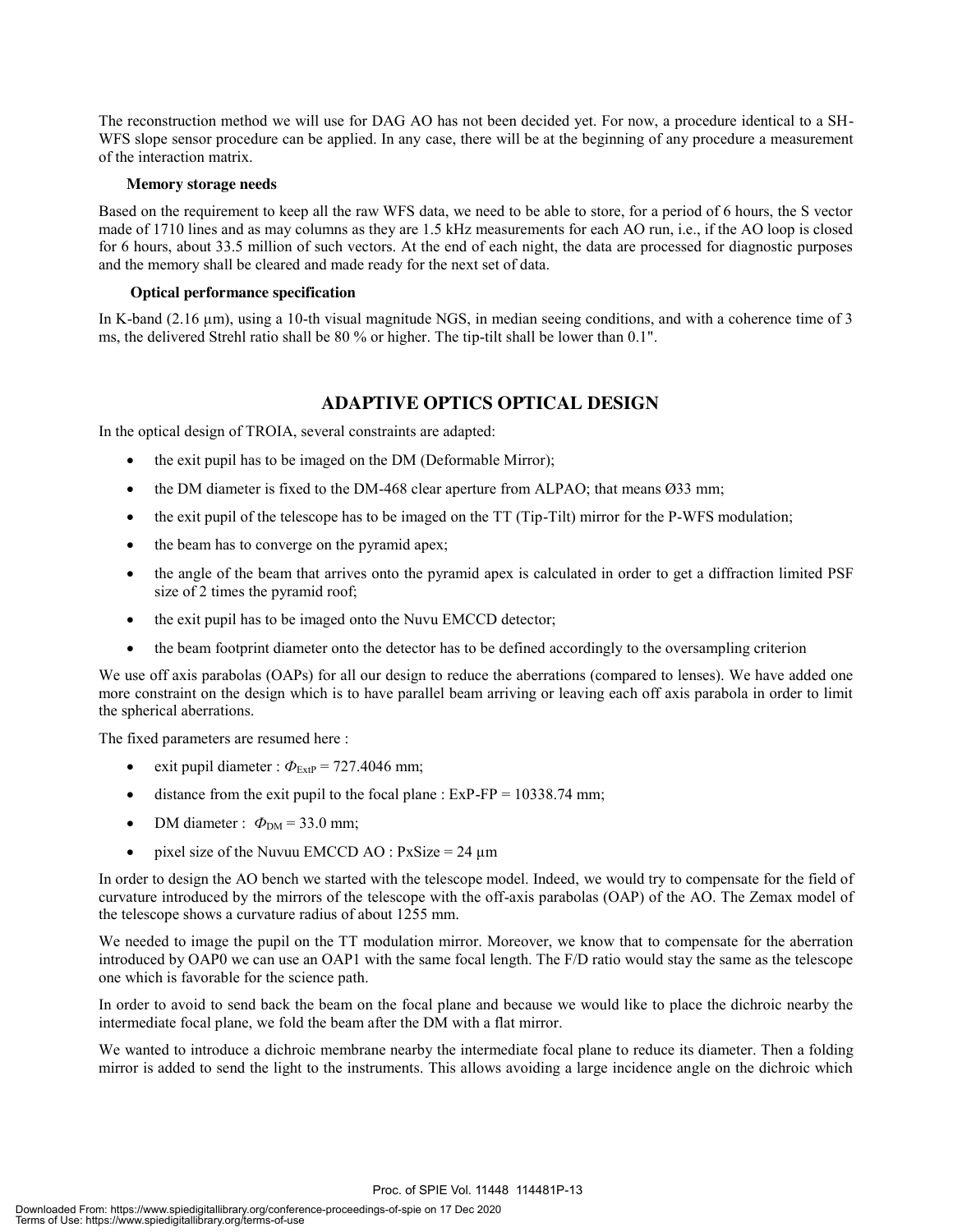The reconstruction method we will use for DAG AO has not been decided yet. For now, a procedure identical to a SH-WFS slope sensor procedure can be applied. In any case, there will be at the beginning of any procedure a measurement of the interaction matrix.

### Memory storage needs

Based on the requirement to keep all the raw WFS data, we need to be able to store, for a period of 6 hours, the S vector made of 1710 lines and as may columns as they are 1.5 kHz measurements for each AO run, i.e., if the AO loop is closed for 6 hours, about 33.5 million of such vectors. At the end of each night, the data are processed for diagnostic purposes and the memory shall be cleared and made ready for the next set of data.

### Optical performance specification

In K-band (2.16 µm), using a 10-th visual magnitude NGS, in median seeing conditions, and with a coherence time of 3 ms, the delivered Strehl ratio shall be 80 % or higher. The tip-tilt shall be lower than 0.1".

## ADAPTIVE OPTICS OPTICAL DESIGN

In the optical design of TROIA, several constraints are adapted:

- the exit pupil has to be imaged on the DM (Deformable Mirror);
- the DM diameter is fixed to the DM-468 clear aperture from ALPAO; that means Ø33 mm;
- the exit pupil of the telescope has to be imaged on the TT (Tip-Tilt) mirror for the P-WFS modulation;
- the beam has to converge on the pyramid apex;
- the angle of the beam that arrives onto the pyramid apex is calculated in order to get a diffraction limited PSF size of 2 times the pyramid roof;
- the exit pupil has to be imaged onto the Nuvu EMCCD detector;
- the beam footprint diameter onto the detector has to be defined accordingly to the oversampling criterion

We use off axis parabolas (OAPs) for all our design to reduce the aberrations (compared to lenses). We have added one more constraint on the design which is to have parallel beam arriving or leaving each off axis parabola in order to limit the spherical aberrations.

The fixed parameters are resumed here :

- exit pupil diameter : $\Phi_{ExtP}$ = 727.4046 mm;
- distance from the exit pupil to the focal plane : ExP-FP = 10338.74 mm;
- DM diameter : $\Phi_{DM}$ = 33.0 mm;
- pixel size of the Nuvuu EMCCD AO : PxSize = 24 µm

In order to design the AO bench we started with the telescope model. Indeed, we would try to compensate for the field of curvature introduced by the mirrors of the telescope with the off-axis parabolas (OAP) of the AO. The Zemax model of the telescope shows a curvature radius of about 1255 mm.

We needed to image the pupil on the TT modulation mirror. Moreover, we know that to compensate for the aberration introduced by OAP0 we can use an OAP1 with the same focal length. The F/D ratio would stay the same as the telescope one which is favorable for the science path.

In order to avoid to send back the beam on the focal plane and because we would like to place the dichroic nearby the intermediate focal plane, we fold the beam after the DM with a flat mirror.

We wanted to introduce a dichroic membrane nearby the intermediate focal plane to reduce its diameter. Then a folding mirror is added to send the light to the instruments. This allows avoiding a large incidence angle on the dichroic which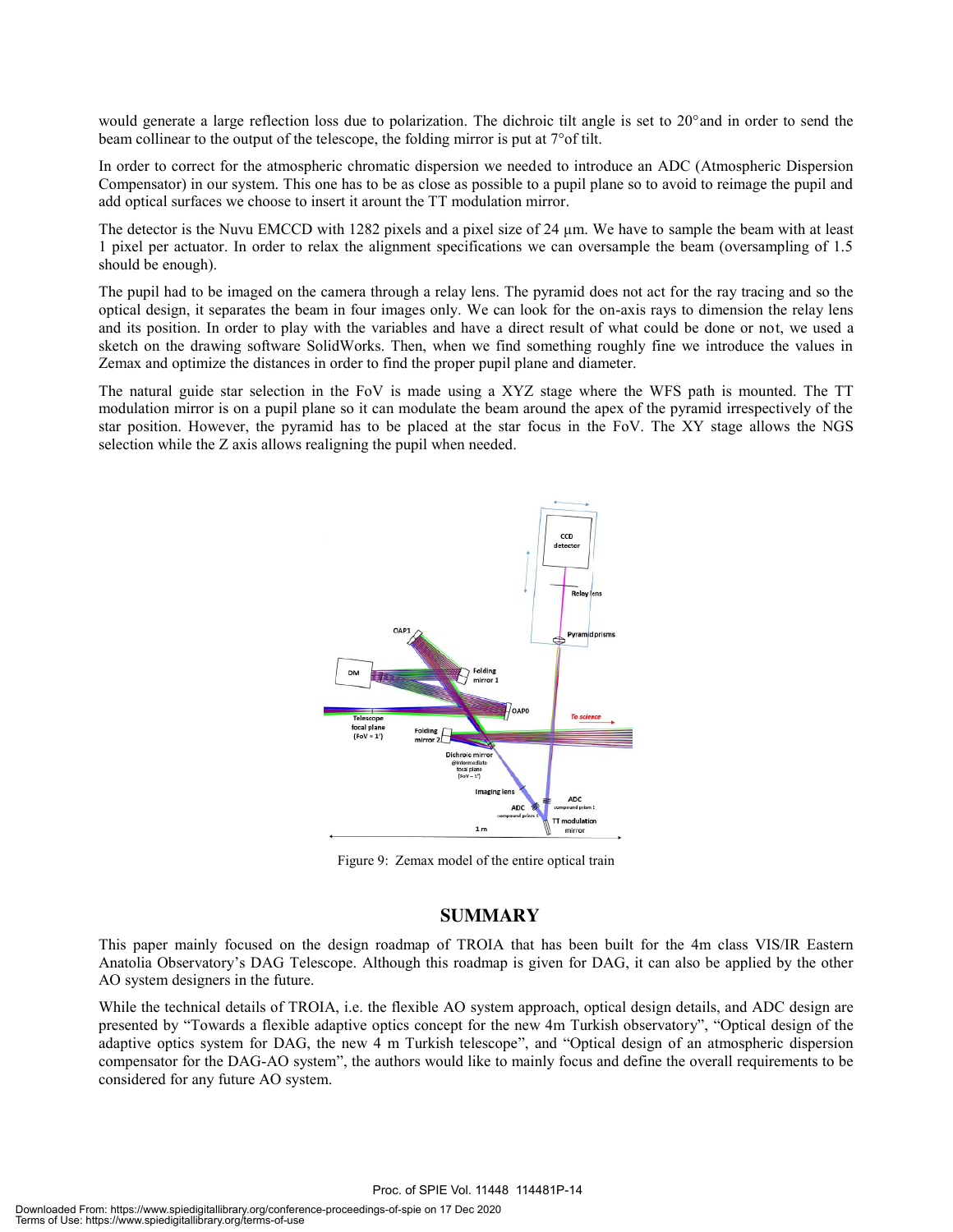would generate a large reflection loss due to polarization. The dichroic tilt angle is set to 20° and in order to send the beam collinear to the output of the telescope, the folding mirror is put at 7° of tilt.

In order to correct for the atmospheric chromatic dispersion we needed to introduce an ADC (Atmospheric Dispersion Compensator) in our system. This one has to be as close as possible to a pupil plane so to avoid to reimage the pupil and add optical surfaces we choose to insert it arount the TT modulation mirror.

The detector is the Nuvu EMCCD with 128$^2$ pixels and a pixel size of 24 µm. We have to sample the beam with at least 1 pixel per actuator. In order to relax the alignment specifications we can oversample the beam (oversampling of 1.5 should be enough).

The pupil had to be imaged on the camera through a relay lens. The pyramid does not act for the ray tracing and so the optical design, it separates the beam in four images only. We can look for the on-axis rays to dimension the relay lens and its position. In order to play with the variables and have a direct result of what could be done or not, we used a sketch on the drawing software SolidWorks. Then, when we find something roughly fine we introduce the values in Zemax and optimize the distances in order to find the proper pupil plane and diameter.

The natural guide star selection in the FoV is made using a XYZ stage where the WFS path is mounted. The TT modulation mirror is on a pupil plane so it can modulate the beam around the apex of the pyramid irrespectively of the star position. However, the pyramid has to be placed at the star focus in the FoV. The XY stage allows the NGS selection while the Z axis allows realigning the pupil when needed.

Figure 9: Zemax model of the entire optical train

## SUMMARY

This paper mainly focused on the design roadmap of TROIA that has been built for the 4m class VIS/IR Eastern Anatolia Observatory's DAG Telescope. Although this roadmap is given for DAG, it can also be applied by the other AO system designers in the future.

While the technical details of TROIA, i.e. the flexible AO system approach, optical design details, and ADC design are presented by "Towards a flexible adaptive optics concept for the new 4m Turkish observatory", "Optical design of the adaptive optics system for DAG, the new 4 m Turkish telescope", and "Optical design of an atmospheric dispersion compensator for the DAG-AO system", the authors would like to mainly focus and define the overall requirements to be considered for any future AO system.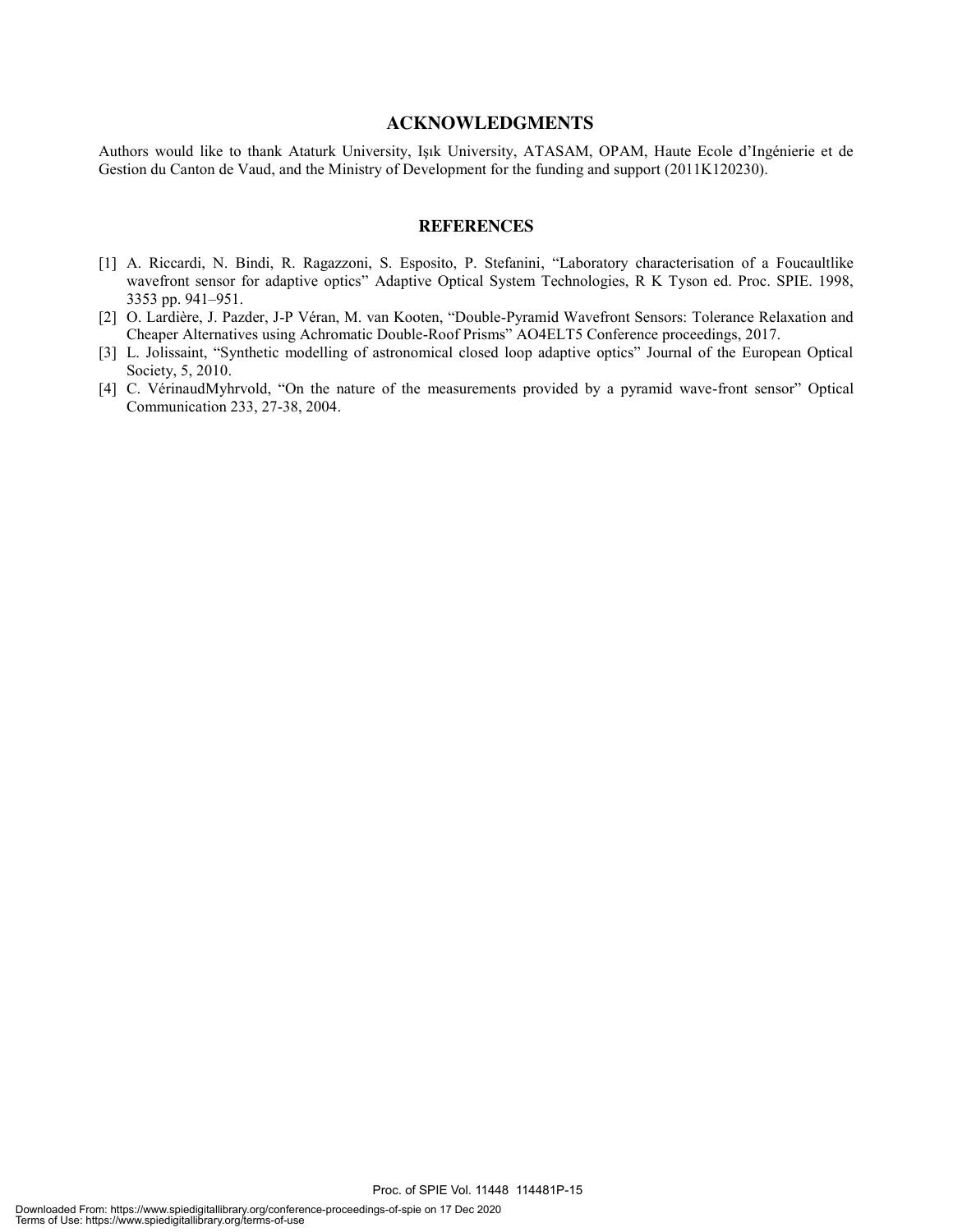## ACKNOWLEDGMENTS

Authors would like to thank Ataturk University, Işık University, ATASAM, OPAM, Haute Ecole d'Ingénierie et de Gestion du Canton de Vaud, and the Ministry of Development for the funding and support (2011K120230).

## REFERENCES

[1] A. Riccardi, N. Bindi, R. Ragazzoni, S. Esposito, P. Stefanini, "Laboratory characterisation of a Foucaultlike wavefront sensor for adaptive optics" Adaptive Optical System Technologies, R K Tyson ed. Proc. SPIE. 1998, 3353 pp. 941–951.

[2] O. Lardière, J. Pazder, J-P Véran, M. van Kooten, "Double-Pyramid Wavefront Sensors: Tolerance Relaxation and Cheaper Alternatives using Achromatic Double-Roof Prisms" AO4ELT5 Conference proceedings, 2017.

[3] L. Jolissaint, "Synthetic modelling of astronomical closed loop adaptive optics" Journal of the European Optical Society, 5, 2010.

[4] C. VérinaudMyhrvold, "On the nature of the measurements provided by a pyramid wave-front sensor" Optical Communication 233, 27-38, 2004.